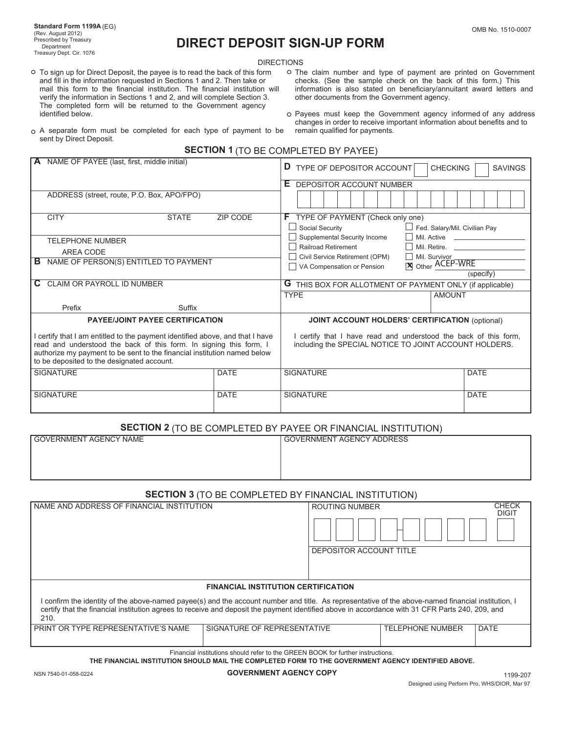Standard Form 1199A (EG)
(Rev. August 2012)
Prescribed by Treasury Department
Treasury Dept. Cir. 1076

OMB No. 1510-0007

# DIRECT DEPOSIT SIGN-UP FORM

DIRECTIONS

- To sign up for Direct Deposit, the payee is to read the back of this form and fill in the information requested in Sections 1 and 2. Then take or mail this form to the financial institution. The financial institution will verify the information in Sections 1 and 2, and will complete Section 3. The completed form will be returned to the Government agency identified below.
- A separate form must be completed for each type of payment to be sent by Direct Deposit.
- The claim number and type of payment are printed on Government checks. (See the sample check on the back of this form.) This information is also stated on beneficiary/annuitant award letters and other documents from the Government agency.
- Payees must keep the Government agency informed of any address changes in order to receive important information about benefits and to remain qualified for payments.

## SECTION 1 (TO BE COMPLETED BY PAYEE)

**A** NAME OF PAYEE (last, first, middle initial)

ADDRESS (street, route, P.O. Box, APO/FPO)

CITY | STATE | ZIP CODE

TELEPHONE NUMBER
AREA CODE

**B** NAME OF PERSON(S) ENTITLED TO PAYMENT

**C** CLAIM OR PAYROLL ID NUMBER
Prefix | Suffix

**D** TYPE OF DEPOSITOR ACCOUNT ☐ CHECKING ☐ SAVINGS

**E** DEPOSITOR ACCOUNT NUMBER

**F** TYPE OF PAYMENT (Check only one)

- ☐ Social Security
- ☐ Supplemental Security Income
- ☐ Railroad Retirement
- ☐ Civil Service Retirement (OPM)
- ☐ VA Compensation or Pension
- ☐ Fed. Salary/Mil. Civilian Pay
- ☐ Mil. Active
- ☐ Mil. Retire.
- ☐ Mil. Survivor
- ☒ Other ACEP-WRE (specify)

**G** THIS BOX FOR ALLOTMENT OF PAYMENT ONLY (if applicable)

| TYPE | AMOUNT |
|---|---|
| | |

**PAYEE/JOINT PAYEE CERTIFICATION**

I certify that I am entitled to the payment identified above, and that I have read and understood the back of this form. In signing this form, I authorize my payment to be sent to the financial institution named below to be deposited to the designated account.

| SIGNATURE | DATE |
|---|---|
| SIGNATURE | DATE |

**JOINT ACCOUNT HOLDERS' CERTIFICATION** (optional)

I certify that I have read and understood the back of this form, including the SPECIAL NOTICE TO JOINT ACCOUNT HOLDERS.

| SIGNATURE | DATE |
|---|---|
| SIGNATURE | DATE |

## SECTION 2 (TO BE COMPLETED BY PAYEE OR FINANCIAL INSTITUTION)

| GOVERNMENT AGENCY NAME | GOVERNMENT AGENCY ADDRESS |
|---|---|
| | |

## SECTION 3 (TO BE COMPLETED BY FINANCIAL INSTITUTION)

NAME AND ADDRESS OF FINANCIAL INSTITUTION

ROUTING NUMBER | CHECK DIGIT

DEPOSITOR ACCOUNT TITLE

**FINANCIAL INSTITUTION CERTIFICATION**

I confirm the identity of the above-named payee(s) and the account number and title. As representative of the above-named financial institution, I certify that the financial institution agrees to receive and deposit the payment identified above in accordance with 31 CFR Parts 240, 209, and 210.

| PRINT OR TYPE REPRESENTATIVE'S NAME | SIGNATURE OF REPRESENTATIVE | TELEPHONE NUMBER | DATE |
|---|---|---|---|
| | | | |

Financial institutions should refer to the GREEN BOOK for further instructions.

**THE FINANCIAL INSTITUTION SHOULD MAIL THE COMPLETED FORM TO THE GOVERNMENT AGENCY IDENTIFIED ABOVE.**

NSN 7540-01-058-0224

**GOVERNMENT AGENCY COPY**

1199-207

Designed using Perform Pro, WHS/DIOR, Mar 97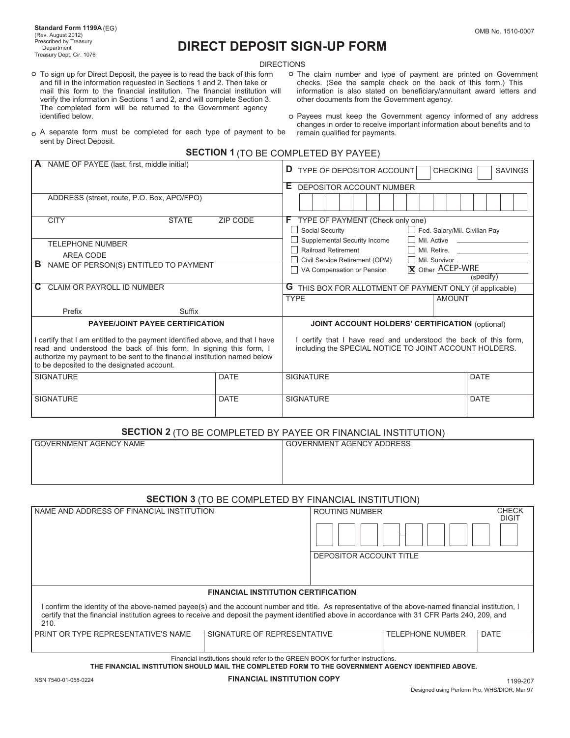Standard Form 1199A (EG)
(Rev. August 2012)
Prescribed by Treasury Department
Treasury Dept. Cir. 1076

OMB No. 1510-0007

# DIRECT DEPOSIT SIGN-UP FORM

DIRECTIONS

- To sign up for Direct Deposit, the payee is to read the back of this form and fill in the information requested in Sections 1 and 2. Then take or mail this form to the financial institution. The financial institution will verify the information in Sections 1 and 2, and will complete Section 3. The completed form will be returned to the Government agency identified below.
- A separate form must be completed for each type of payment to be sent by Direct Deposit.
- The claim number and type of payment are printed on Government checks. (See the sample check on the back of this form.) This information is also stated on beneficiary/annuitant award letters and other documents from the Government agency.
- Payees must keep the Government agency informed of any address changes in order to receive important information about benefits and to remain qualified for payments.

## SECTION 1 (TO BE COMPLETED BY PAYEE)

**A** NAME OF PAYEE (last, first, middle initial)

ADDRESS (street, route, P.O. Box, APO/FPO)

CITY | STATE | ZIP CODE

TELEPHONE NUMBER
AREA CODE

**B** NAME OF PERSON(S) ENTITLED TO PAYMENT

**C** CLAIM OR PAYROLL ID NUMBER
Prefix | Suffix

**D** TYPE OF DEPOSITOR ACCOUNT ☐ CHECKING ☐ SAVINGS

**E** DEPOSITOR ACCOUNT NUMBER

**F** TYPE OF PAYMENT (Check only one)

- ☐ Social Security
- ☐ Supplemental Security Income
- ☐ Railroad Retirement
- ☐ Civil Service Retirement (OPM)
- ☐ VA Compensation or Pension
- ☐ Fed. Salary/Mil. Civilian Pay
- ☐ Mil. Active ______
- ☐ Mil. Retire. ______
- ☐ Mil. Survivor ______
- ☒ Other ACEP-WRE (specify)

**G** THIS BOX FOR ALLOTMENT OF PAYMENT ONLY (if applicable)

| TYPE | AMOUNT |
|---|---|
| | |

**PAYEE/JOINT PAYEE CERTIFICATION**

I certify that I am entitled to the payment identified above, and that I have read and understood the back of this form. In signing this form, I authorize my payment to be sent to the financial institution named below to be deposited to the designated account.

| SIGNATURE | DATE |
|---|---|
| SIGNATURE | DATE |

**JOINT ACCOUNT HOLDERS' CERTIFICATION** (optional)

I certify that I have read and understood the back of this form, including the SPECIAL NOTICE TO JOINT ACCOUNT HOLDERS.

| SIGNATURE | DATE |
|---|---|
| SIGNATURE | DATE |

## SECTION 2 (TO BE COMPLETED BY PAYEE OR FINANCIAL INSTITUTION)

| GOVERNMENT AGENCY NAME | GOVERNMENT AGENCY ADDRESS |
|---|---|
| | |

## SECTION 3 (TO BE COMPLETED BY FINANCIAL INSTITUTION)

NAME AND ADDRESS OF FINANCIAL INSTITUTION

ROUTING NUMBER | CHECK DIGIT

DEPOSITOR ACCOUNT TITLE

**FINANCIAL INSTITUTION CERTIFICATION**

I confirm the identity of the above-named payee(s) and the account number and title. As representative of the above-named financial institution, I certify that the financial institution agrees to receive and deposit the payment identified above in accordance with 31 CFR Parts 240, 209, and 210.

| PRINT OR TYPE REPRESENTATIVE'S NAME | SIGNATURE OF REPRESENTATIVE | TELEPHONE NUMBER | DATE |
|---|---|---|---|
| | | | |

Financial institutions should refer to the GREEN BOOK for further instructions.

**THE FINANCIAL INSTITUTION SHOULD MAIL THE COMPLETED FORM TO THE GOVERNMENT AGENCY IDENTIFIED ABOVE.**

NSN 7540-01-058-0224 **FINANCIAL INSTITUTION COPY** 1199-207

Designed using Perform Pro, WHS/DIOR, Mar 97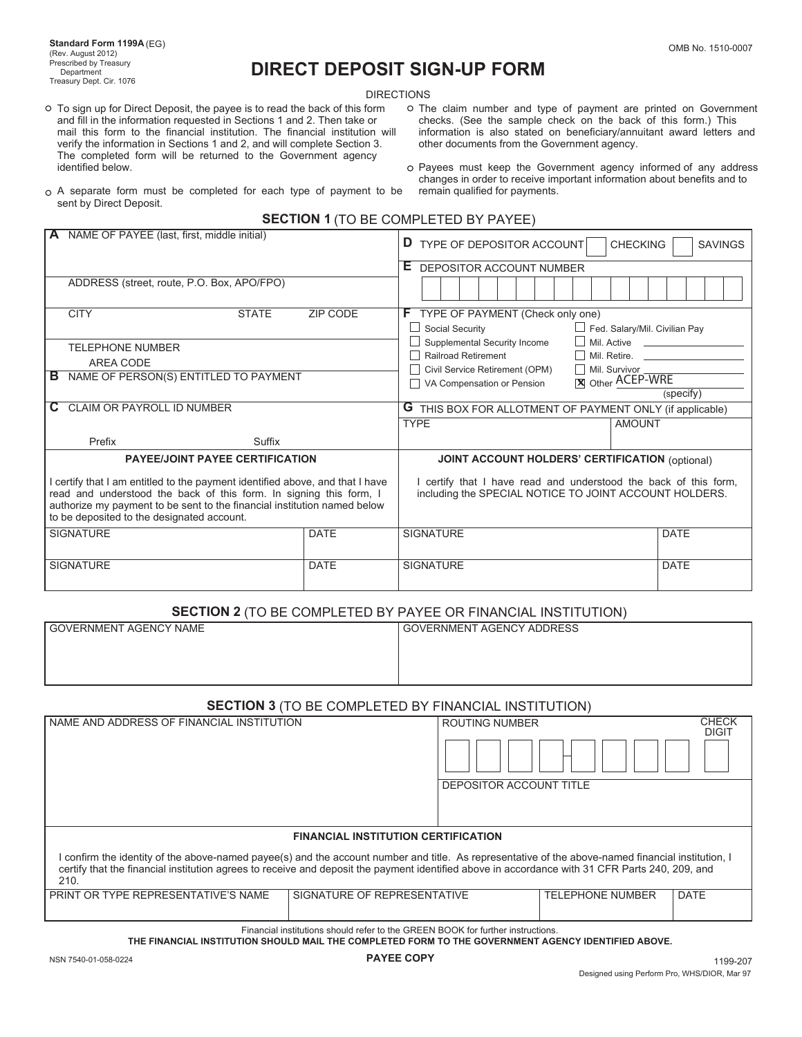Standard Form 1199A (EG)
(Rev. August 2012)
Prescribed by Treasury Department
Treasury Dept. Cir. 1076

OMB No. 1510-0007

# DIRECT DEPOSIT SIGN-UP FORM

DIRECTIONS

- To sign up for Direct Deposit, the payee is to read the back of this form and fill in the information requested in Sections 1 and 2. Then take or mail this form to the financial institution. The financial institution will verify the information in Sections 1 and 2, and will complete Section 3. The completed form will be returned to the Government agency identified below.
- A separate form must be completed for each type of payment to be sent by Direct Deposit.
- The claim number and type of payment are printed on Government checks. (See the sample check on the back of this form.) This information is also stated on beneficiary/annuitant award letters and other documents from the Government agency.
- Payees must keep the Government agency informed of any address changes in order to receive important information about benefits and to remain qualified for payments.

## SECTION 1 (TO BE COMPLETED BY PAYEE)

**A** NAME OF PAYEE (last, first, middle initial)

ADDRESS (street, route, P.O. Box, APO/FPO)

CITY | STATE | ZIP CODE

TELEPHONE NUMBER
AREA CODE

**B** NAME OF PERSON(S) ENTITLED TO PAYMENT

**C** CLAIM OR PAYROLL ID NUMBER
Prefix | Suffix

**D** TYPE OF DEPOSITOR ACCOUNT ☐ CHECKING ☐ SAVINGS

**E** DEPOSITOR ACCOUNT NUMBER

**F** TYPE OF PAYMENT (Check only one)

- ☐ Social Security
- ☐ Supplemental Security Income
- ☐ Railroad Retirement
- ☐ Civil Service Retirement (OPM)
- ☐ VA Compensation or Pension
- ☐ Fed. Salary/Mil. Civilian Pay
- ☐ Mil. Active
- ☐ Mil. Retire.
- ☐ Mil. Survivor
- ☒ Other ACEP-WRE (specify)

**G** THIS BOX FOR ALLOTMENT OF PAYMENT ONLY (if applicable)

| TYPE | AMOUNT |
|---|---|
| | |

**PAYEE/JOINT PAYEE CERTIFICATION**

I certify that I am entitled to the payment identified above, and that I have read and understood the back of this form. In signing this form, I authorize my payment to be sent to the financial institution named below to be deposited to the designated account.

| SIGNATURE | DATE |
|---|---|
| SIGNATURE | DATE |

**JOINT ACCOUNT HOLDERS' CERTIFICATION** (optional)

I certify that I have read and understood the back of this form, including the SPECIAL NOTICE TO JOINT ACCOUNT HOLDERS.

| SIGNATURE | DATE |
|---|---|
| SIGNATURE | DATE |

## SECTION 2 (TO BE COMPLETED BY PAYEE OR FINANCIAL INSTITUTION)

| GOVERNMENT AGENCY NAME | GOVERNMENT AGENCY ADDRESS |
|---|---|
| | |

## SECTION 3 (TO BE COMPLETED BY FINANCIAL INSTITUTION)

NAME AND ADDRESS OF FINANCIAL INSTITUTION

ROUTING NUMBER | CHECK DIGIT

DEPOSITOR ACCOUNT TITLE

**FINANCIAL INSTITUTION CERTIFICATION**

I confirm the identity of the above-named payee(s) and the account number and title. As representative of the above-named financial institution, I certify that the financial institution agrees to receive and deposit the payment identified above in accordance with 31 CFR Parts 240, 209, and 210.

| PRINT OR TYPE REPRESENTATIVE'S NAME | SIGNATURE OF REPRESENTATIVE | TELEPHONE NUMBER | DATE |
|---|---|---|---|
| | | | |

Financial institutions should refer to the GREEN BOOK for further instructions.

**THE FINANCIAL INSTITUTION SHOULD MAIL THE COMPLETED FORM TO THE GOVERNMENT AGENCY IDENTIFIED ABOVE.**

NSN 7540-01-058-0224 | **PAYEE COPY** | 1199-207

Designed using Perform Pro, WHS/DIOR, Mar 97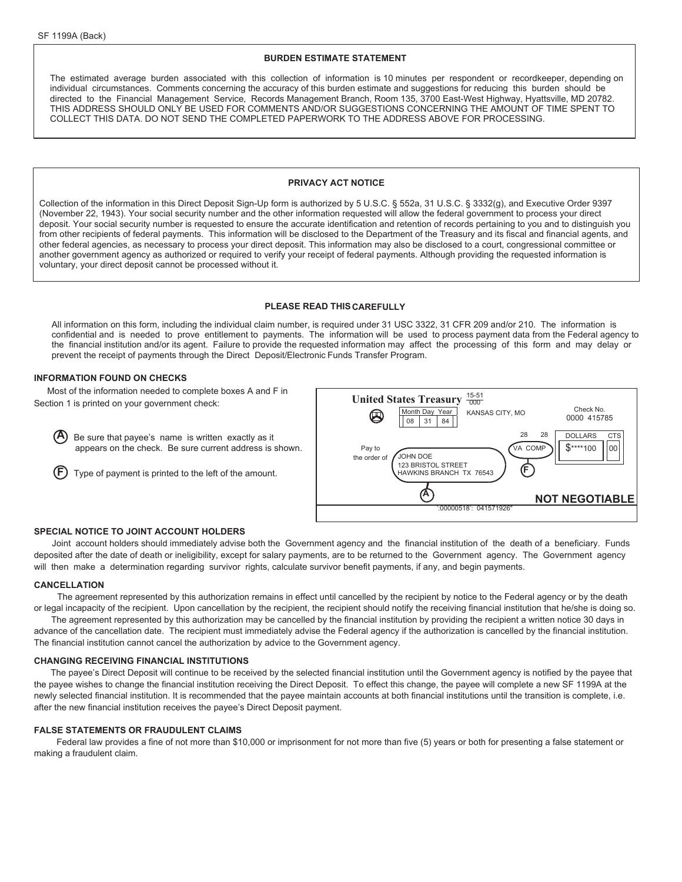SF 1199A (Back)

## BURDEN ESTIMATE STATEMENT

The estimated average burden associated with this collection of information is 10 minutes per respondent or recordkeeper, depending on individual circumstances. Comments concerning the accuracy of this burden estimate and suggestions for reducing this burden should be directed to the Financial Management Service, Records Management Branch, Room 135, 3700 East-West Highway, Hyattsville, MD 20782. THIS ADDRESS SHOULD ONLY BE USED FOR COMMENTS AND/OR SUGGESTIONS CONCERNING THE AMOUNT OF TIME SPENT TO COLLECT THIS DATA. DO NOT SEND THE COMPLETED PAPERWORK TO THE ADDRESS ABOVE FOR PROCESSING.

## PRIVACY ACT NOTICE

Collection of the information in this Direct Deposit Sign-Up form is authorized by 5 U.S.C. § 552a, 31 U.S.C. § 3332(g), and Executive Order 9397 (November 22, 1943). Your social security number and the other information requested will allow the federal government to process your direct deposit. Your social security number is requested to ensure the accurate identification and retention of records pertaining to you and to distinguish you from other recipients of federal payments. This information will be disclosed to the Department of the Treasury and its fiscal and financial agents, and other federal agencies, as necessary to process your direct deposit. This information may also be disclosed to a court, congressional committee or another government agency as authorized or required to verify your receipt of federal payments. Although providing the requested information is voluntary, your direct deposit cannot be processed without it.

## PLEASE READ THIS CAREFULLY

All information on this form, including the individual claim number, is required under 31 USC 3322, 31 CFR 209 and/or 210. The information is confidential and is needed to prove entitlement to payments. The information will be used to process payment data from the Federal agency to the financial institution and/or its agent. Failure to provide the requested information may affect the processing of this form and may delay or prevent the receipt of payments through the Direct Deposit/Electronic Funds Transfer Program.

### INFORMATION FOUND ON CHECKS

Most of the information needed to complete boxes A and F in Section 1 is printed on your government check:

- **(A)** Be sure that payee's name is written exactly as it appears on the check. Be sure current address is shown.
- **(F)** Type of payment is printed to the left of the amount.

United States Treasury 15-51/000

Month Day Year: 08 31 84

KANSAS CITY, MO

Check No. 0000 415785

28 28

DOLLARS CTS

Pay to the order of JOHN DOE, 123 BRISTOL STREET, HAWKINS BRANCH TX 76543 (A)

VA COMP (F)

$****100 00

NOT NEGOTIABLE

":00000518": 041571926"

### SPECIAL NOTICE TO JOINT ACCOUNT HOLDERS

Joint account holders should immediately advise both the Government agency and the financial institution of the death of a beneficiary. Funds deposited after the date of death or ineligibility, except for salary payments, are to be returned to the Government agency. The Government agency will then make a determination regarding survivor rights, calculate survivor benefit payments, if any, and begin payments.

### CANCELLATION

The agreement represented by this authorization remains in effect until cancelled by the recipient by notice to the Federal agency or by the death or legal incapacity of the recipient. Upon cancellation by the recipient, the recipient should notify the receiving financial institution that he/she is doing so.

The agreement represented by this authorization may be cancelled by the financial institution by providing the recipient a written notice 30 days in advance of the cancellation date. The recipient must immediately advise the Federal agency if the authorization is cancelled by the financial institution. The financial institution cannot cancel the authorization by advice to the Government agency.

### CHANGING RECEIVING FINANCIAL INSTITUTIONS

The payee's Direct Deposit will continue to be received by the selected financial institution until the Government agency is notified by the payee that the payee wishes to change the financial institution receiving the Direct Deposit. To effect this change, the payee will complete a new SF 1199A at the newly selected financial institution. It is recommended that the payee maintain accounts at both financial institutions until the transition is complete, i.e. after the new financial institution receives the payee's Direct Deposit payment.

### FALSE STATEMENTS OR FRAUDULENT CLAIMS

Federal law provides a fine of not more than $10,000 or imprisonment for not more than five (5) years or both for presenting a false statement or making a fraudulent claim.